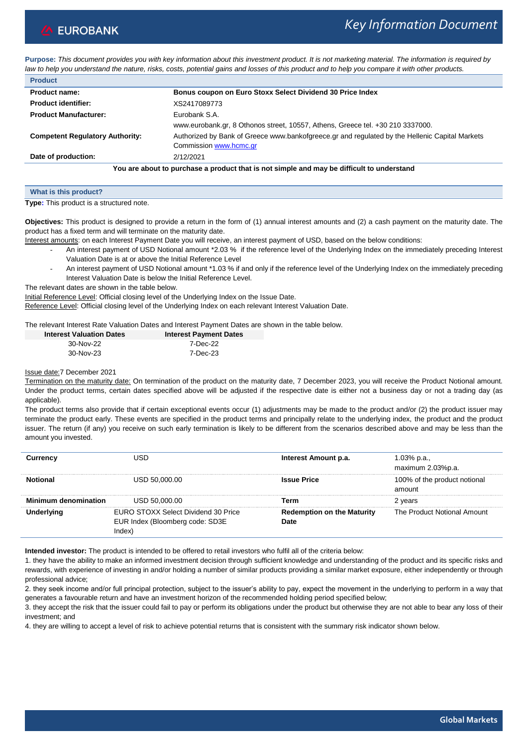EUROBANK

*Key Information Document*

**Purpose:** *This document provides you with key information about this investment product. It is not marketing material. The information is required by law to help you understand the nature, risks, costs, potential gains and losses of this product and to help you compare it with other products.*

## Product

| | |
|---|---|
| **Product name:** | **Bonus coupon on Euro Stoxx Select Dividend 30 Price Index** |
| **Product identifier:** | XS2417089773 |
| **Product Manufacturer:** | Eurobank S.A.<br>www.eurobank.gr, 8 Othonos street, 10557, Athens, Greece tel. +30 210 3337000. |
| **Competent Regulatory Authority:** | Authorized by Bank of Greece www.bankofgreece.gr and regulated by the Hellenic Capital Markets Commission www.hcmc.gr |
| **Date of production:** | 2/12/2021 |

**You are about to purchase a product that is not simple and may be difficult to understand**

## What is this product?

**Type:** This product is a structured note.

**Objectives:** This product is designed to provide a return in the form of (1) annual interest amounts and (2) a cash payment on the maturity date. The product has a fixed term and will terminate on the maturity date.

Interest amounts: on each Interest Payment Date you will receive, an interest payment of USD, based on the below conditions:

- An interest payment of USD Notional amount *2.03 % if the reference level of the Underlying Index on the immediately preceding Interest Valuation Date is at or above the Initial Reference Level
- An interest payment of USD Notional amount *1.03 % if and only if the reference level of the Underlying Index on the immediately preceding Interest Valuation Date is below the Initial Reference Level.

The relevant dates are shown in the table below.

Initial Reference Level: Official closing level of the Underlying Index on the Issue Date.

Reference Level: Official closing level of the Underlying Index on each relevant Interest Valuation Date.

The relevant Interest Rate Valuation Dates and Interest Payment Dates are shown in the table below.

| Interest Valuation Dates | Interest Payment Dates |
|---|---|
| 30-Nov-22 | 7-Dec-22 |
| 30-Nov-23 | 7-Dec-23 |

Issue date:7 December 2021

Termination on the maturity date: On termination of the product on the maturity date, 7 December 2023, you will receive the Product Notional amount. Under the product terms, certain dates specified above will be adjusted if the respective date is either not a business day or not a trading day (as applicable).

The product terms also provide that if certain exceptional events occur (1) adjustments may be made to the product and/or (2) the product issuer may terminate the product early. These events are specified in the product terms and principally relate to the underlying index, the product and the product issuer. The return (if any) you receive on such early termination is likely to be different from the scenarios described above and may be less than the amount you invested.

| | | | |
|---|---|---|---|
| **Currency** | USD | **Interest Amount p.a.** | 1.03% p.a.,<br>maximum 2.03%p.a. |
| **Notional** | USD 50,000.00 | **Issue Price** | 100% of the product notional amount |
| **Minimum denomination** | USD 50,000.00 | **Term** | 2 years |
| **Underlying** | EURO STOXX Select Dividend 30 Price EUR Index (Bloomberg code: SD3E Index) | **Redemption on the Maturity Date** | The Product Notional Amount |

**Intended investor:** The product is intended to be offered to retail investors who fulfil all of the criteria below:

1. they have the ability to make an informed investment decision through sufficient knowledge and understanding of the product and its specific risks and rewards, with experience of investing in and/or holding a number of similar products providing a similar market exposure, either independently or through professional advice;

2. they seek income and/or full principal protection, subject to the issuer's ability to pay, expect the movement in the underlying to perform in a way that generates a favourable return and have an investment horizon of the recommended holding period specified below;

3. they accept the risk that the issuer could fail to pay or perform its obligations under the product but otherwise they are not able to bear any loss of their investment; and

4. they are willing to accept a level of risk to achieve potential returns that is consistent with the summary risk indicator shown below.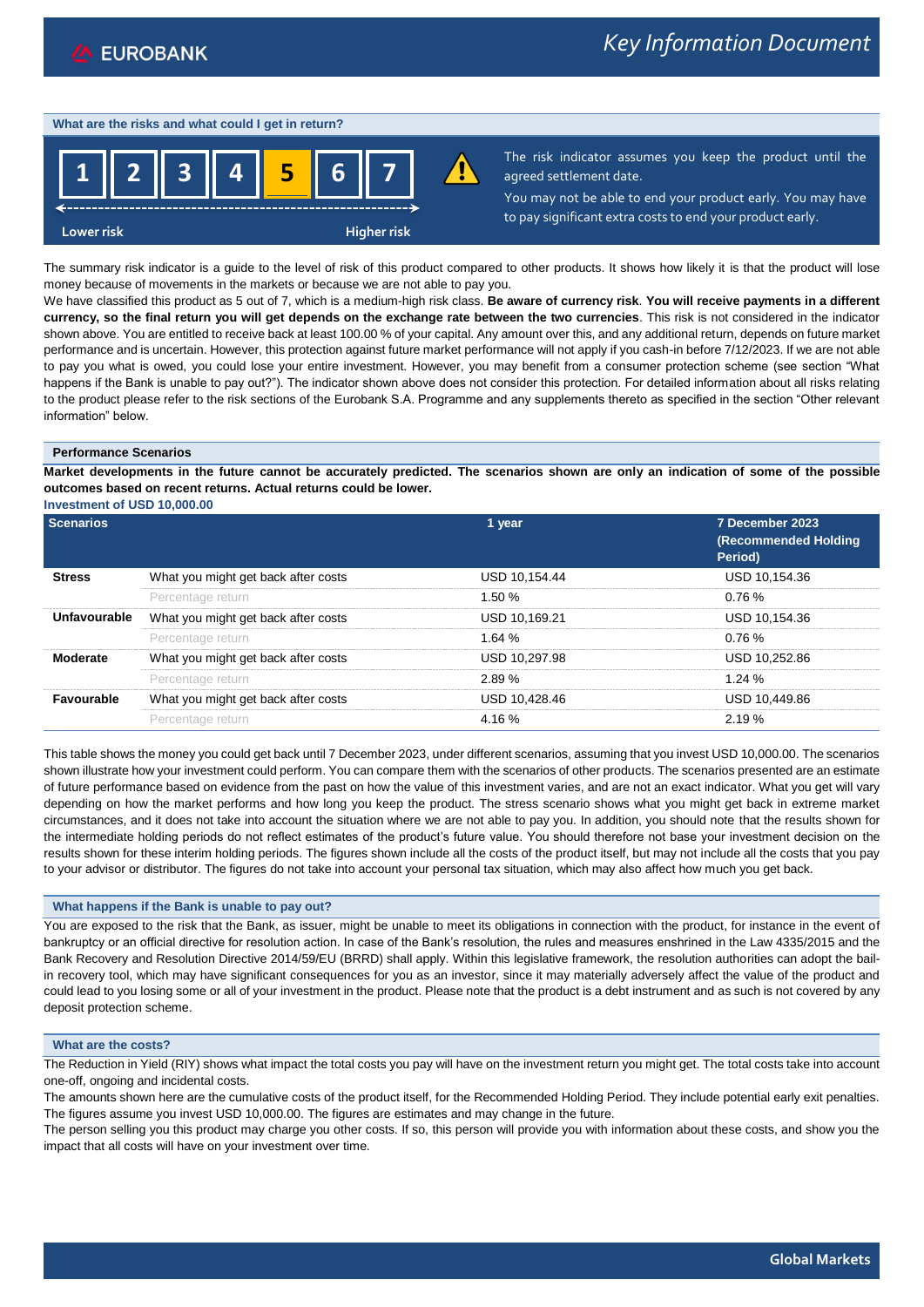## What are the risks and what could I get in return?

| 1 | 2 | 3 | 4 | **5** | 6 | 7 |
|---|---|---|---|---|---|---|

Lower risk ← → Higher risk

The risk indicator assumes you keep the product until the agreed settlement date.

You may not be able to end your product early. You may have to pay significant extra costs to end your product early.

The summary risk indicator is a guide to the level of risk of this product compared to other products. It shows how likely it is that the product will lose money because of movements in the markets or because we are not able to pay you.

We have classified this product as 5 out of 7, which is a medium-high risk class. **Be aware of currency risk**. **You will receive payments in a different currency, so the final return you will get depends on the exchange rate between the two currencies**. This risk is not considered in the indicator shown above. You are entitled to receive back at least 100.00 % of your capital. Any amount over this, and any additional return, depends on future market performance and is uncertain. However, this protection against future market performance will not apply if you cash-in before 7/12/2023. If we are not able to pay you what is owed, you could lose your entire investment. However, you may benefit from a consumer protection scheme (see section "What happens if the Bank is unable to pay out?"). The indicator shown above does not consider this protection. For detailed information about all risks relating to the product please refer to the risk sections of the Eurobank S.A. Programme and any supplements thereto as specified in the section "Other relevant information" below.

### Performance Scenarios

**Market developments in the future cannot be accurately predicted. The scenarios shown are only an indication of some of the possible outcomes based on recent returns. Actual returns could be lower.**

**Investment of USD 10,000.00**

| Scenarios | | 1 year | 7 December 2023 (Recommended Holding Period) |
|---|---|---|---|
| **Stress** | What you might get back after costs | USD 10,154.44 | USD 10,154.36 |
| | Percentage return | 1.50 % | 0.76 % |
| **Unfavourable** | What you might get back after costs | USD 10,169.21 | USD 10,154.36 |
| | Percentage return | 1.64 % | 0.76 % |
| **Moderate** | What you might get back after costs | USD 10,297.98 | USD 10,252.86 |
| | Percentage return | 2.89 % | 1.24 % |
| **Favourable** | What you might get back after costs | USD 10,428.46 | USD 10,449.86 |
| | Percentage return | 4.16 % | 2.19 % |

This table shows the money you could get back until 7 December 2023, under different scenarios, assuming that you invest USD 10,000.00. The scenarios shown illustrate how your investment could perform. You can compare them with the scenarios of other products. The scenarios presented are an estimate of future performance based on evidence from the past on how the value of this investment varies, and are not an exact indicator. What you get will vary depending on how the market performs and how long you keep the product. The stress scenario shows what you might get back in extreme market circumstances, and it does not take into account the situation where we are not able to pay you. In addition, you should note that the results shown for the intermediate holding periods do not reflect estimates of the product's future value. You should therefore not base your investment decision on the results shown for these interim holding periods. The figures shown include all the costs of the product itself, but may not include all the costs that you pay to your advisor or distributor. The figures do not take into account your personal tax situation, which may also affect how much you get back.

## What happens if the Bank is unable to pay out?

You are exposed to the risk that the Bank, as issuer, might be unable to meet its obligations in connection with the product, for instance in the event of bankruptcy or an official directive for resolution action. In case of the Bank's resolution, the rules and measures enshrined in the Law 4335/2015 and the Bank Recovery and Resolution Directive 2014/59/EU (BRRD) shall apply. Within this legislative framework, the resolution authorities can adopt the bail-in recovery tool, which may have significant consequences for you as an investor, since it may materially adversely affect the value of the product and could lead to you losing some or all of your investment in the product. Please note that the product is a debt instrument and as such is not covered by any deposit protection scheme.

## What are the costs?

The Reduction in Yield (RIY) shows what impact the total costs you pay will have on the investment return you might get. The total costs take into account one-off, ongoing and incidental costs.

The amounts shown here are the cumulative costs of the product itself, for the Recommended Holding Period. They include potential early exit penalties. The figures assume you invest USD 10,000.00. The figures are estimates and may change in the future.

The person selling you this product may charge you other costs. If so, this person will provide you with information about these costs, and show you the impact that all costs will have on your investment over time.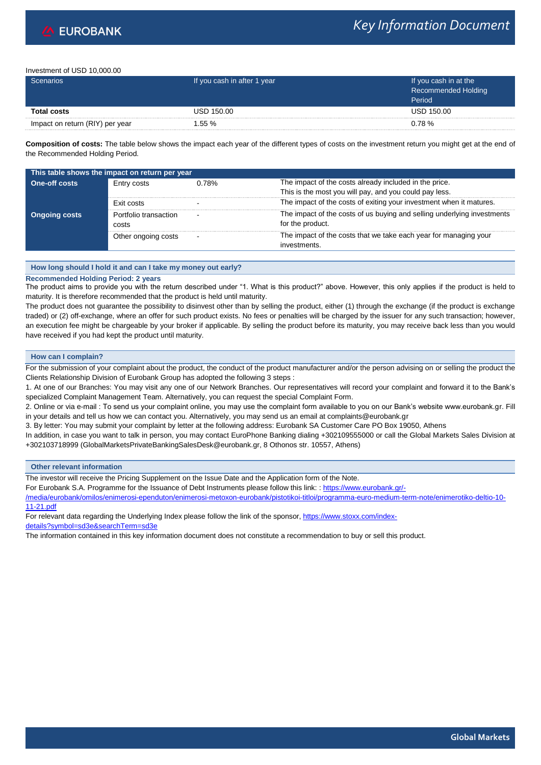Investment of USD 10,000.00

| Scenarios | If you cash in after 1 year | If you cash in at the Recommended Holding Period |
|---|---|---|
| **Total costs** | USD 150.00 | USD 150.00 |
| Impact on return (RIY) per year | 1.55 % | 0.78 % |

**Composition of costs:** The table below shows the impact each year of the different types of costs on the investment return you might get at the end of the Recommended Holding Period.

| This table shows the impact on return per year | | | |
|---|---|---|---|
| **One-off costs** | Entry costs | 0.78% | The impact of the costs already included in the price. This is the most you will pay, and you could pay less. |
| | Exit costs | - | The impact of the costs of exiting your investment when it matures. |
| **Ongoing costs** | Portfolio transaction costs | - | The impact of the costs of us buying and selling underlying investments for the product. |
| | Other ongoing costs | - | The impact of the costs that we take each year for managing your investments. |

## How long should I hold it and can I take my money out early?

**Recommended Holding Period: 2 years**

The product aims to provide you with the return described under "1. What is this product?" above. However, this only applies if the product is held to maturity. It is therefore recommended that the product is held until maturity.

The product does not guarantee the possibility to disinvest other than by selling the product, either (1) through the exchange (if the product is exchange traded) or (2) off-exchange, where an offer for such product exists. No fees or penalties will be charged by the issuer for any such transaction; however, an execution fee might be chargeable by your broker if applicable. By selling the product before its maturity, you may receive back less than you would have received if you had kept the product until maturity.

## How can I complain?

For the submission of your complaint about the product, the conduct of the product manufacturer and/or the person advising on or selling the product the Clients Relationship Division of Eurobank Group has adopted the following 3 steps :

1. At one of our Branches: You may visit any one of our Network Branches. Our representatives will record your complaint and forward it to the Bank's specialized Complaint Management Team. Alternatively, you can request the special Complaint Form.
2. Online or via e-mail : To send us your complaint online, you may use the complaint form available to you on our Bank's website www.eurobank.gr. Fill in your details and tell us how we can contact you. Alternatively, you may send us an email at complaints@eurobank.gr
3. By letter: You may submit your complaint by letter at the following address: Eurobank SA Customer Care PO Box 19050, Athens

In addition, in case you want to talk in person, you may contact EuroPhone Banking dialing +302109555000 or call the Global Markets Sales Division at +302103718999 (GlobalMarketsPrivateBankingSalesDesk@eurobank.gr, 8 Othonos str. 10557, Athens)

## Other relevant information

The investor will receive the Pricing Supplement on the Issue Date and the Application form of the Note.

For Eurobank S.A. Programme for the Issuance of Debt Instruments please follow this link: : https://www.eurobank.gr/-/media/eurobank/omilos/enimerosi-ependuton/enimerosi-metoxon-eurobank/pistotikoi-titloi/programma-euro-medium-term-note/enimerotiko-deltio-10-11-21.pdf

For relevant data regarding the Underlying Index please follow the link of the sponsor, https://www.stoxx.com/index-details?symbol=sd3e&searchTerm=sd3e

The information contained in this key information document does not constitute a recommendation to buy or sell this product.